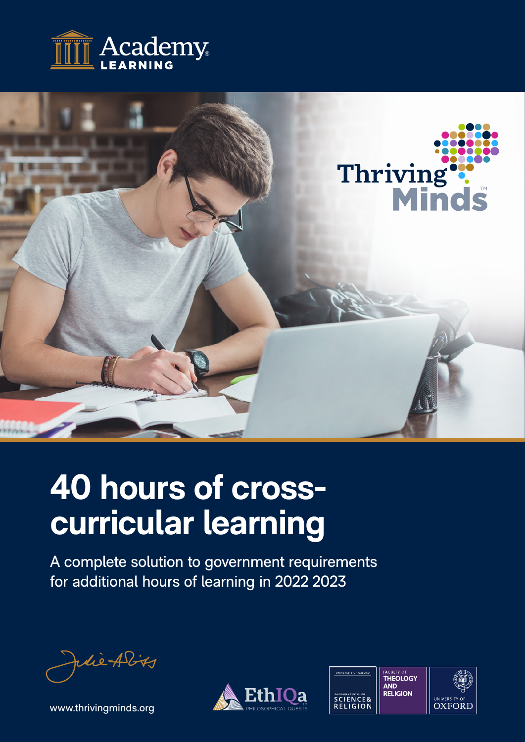Academy LEARNING

Thriving Minds™

# 40 hours of cross-curricular learning

A complete solution to government requirements for additional hours of learning in 2022 2023

www.thrivingminds.org

EthIQa™ PHILOSOPHICAL QUESTS

UNIVERSITY OF OXFORD IAN RAMSEY CENTRE FOR SCIENCE & RELIGION

FACULTY OF THEOLOGY AND RELIGION

UNIVERSITY OF OXFORD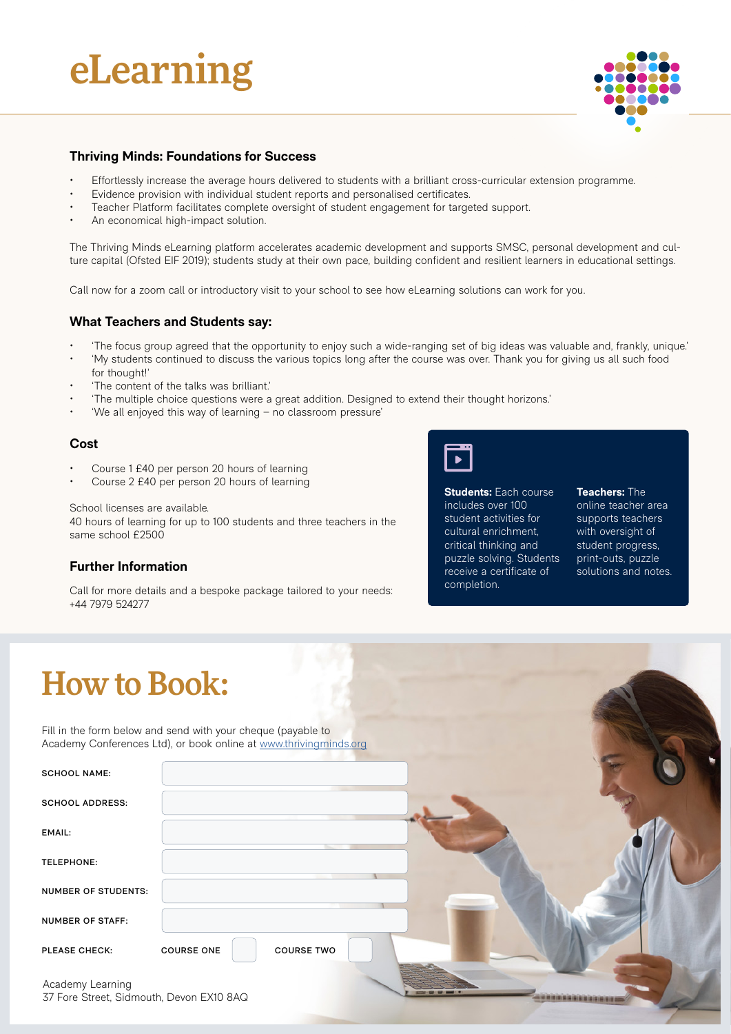# eLearning

## Thriving Minds: Foundations for Success

- Effortlessly increase the average hours delivered to students with a brilliant cross-curricular extension programme.
- Evidence provision with individual student reports and personalised certificates.
- Teacher Platform facilitates complete oversight of student engagement for targeted support.
- An economical high-impact solution.

The Thriving Minds eLearning platform accelerates academic development and supports SMSC, personal development and culture capital (Ofsted EIF 2019); students study at their own pace, building confident and resilient learners in educational settings.

Call now for a zoom call or introductory visit to your school to see how eLearning solutions can work for you.

## What Teachers and Students say:

- 'The focus group agreed that the opportunity to enjoy such a wide-ranging set of big ideas was valuable and, frankly, unique.'
- 'My students continued to discuss the various topics long after the course was over. Thank you for giving us all such food for thought!'
- 'The content of the talks was brilliant.'
- 'The multiple choice questions were a great addition. Designed to extend their thought horizons.'
- 'We all enjoyed this way of learning – no classroom pressure'

## Cost

- Course 1 £40 per person 20 hours of learning
- Course 2 £40 per person 20 hours of learning

School licenses are available.
40 hours of learning for up to 100 students and three teachers in the same school £2500

## Further Information

Call for more details and a bespoke package tailored to your needs:
+44 7979 524277

**Students:** Each course includes over 100 student activities for cultural enrichment, critical thinking and puzzle solving. Students receive a certificate of completion.

**Teachers:** The online teacher area supports teachers with oversight of student progress, print-outs, puzzle solutions and notes.

# How to Book:

Fill in the form below and send with your cheque (payable to Academy Conferences Ltd), or book online at www.thrivingminds.org

SCHOOL NAME:

SCHOOL ADDRESS:

EMAIL:

TELEPHONE:

NUMBER OF STUDENTS:

NUMBER OF STAFF:

PLEASE CHECK: COURSE ONE ☐ COURSE TWO ☐

Academy Learning
37 Fore Street, Sidmouth, Devon EX10 8AQ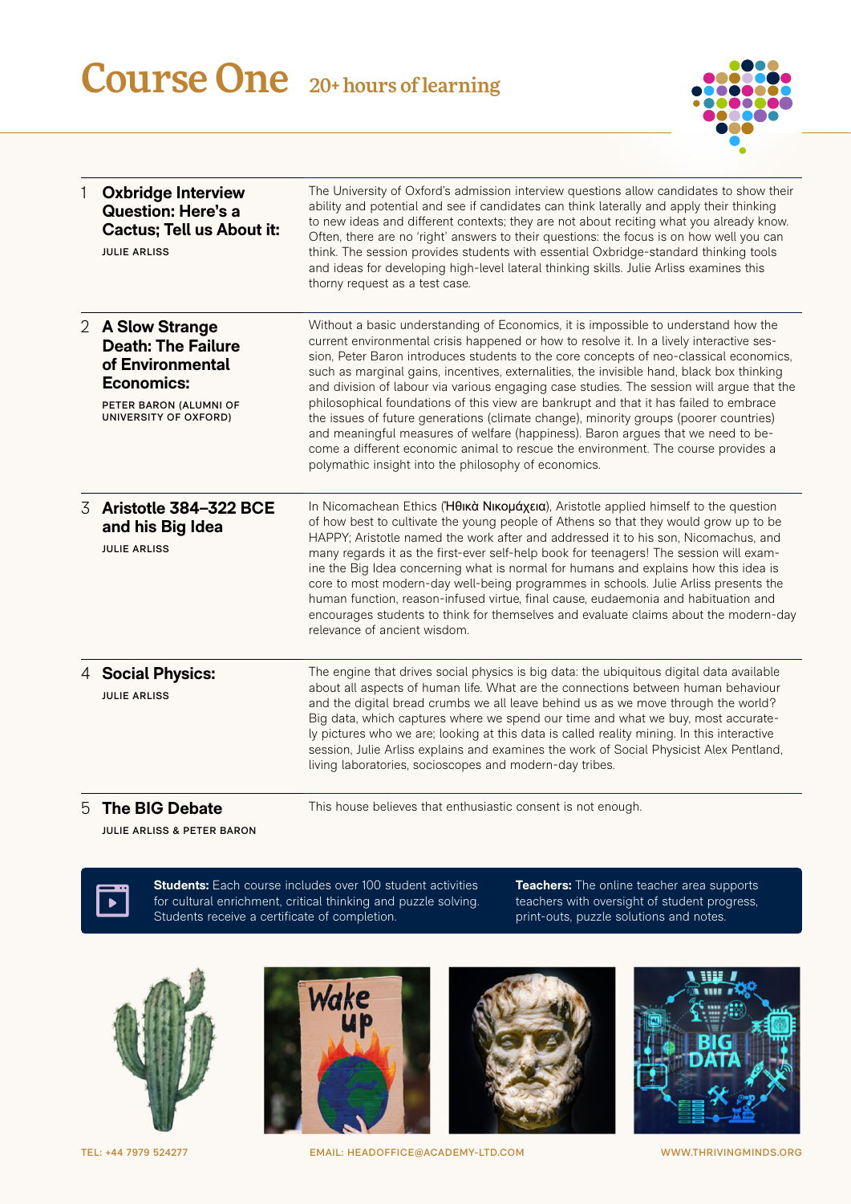# Course One 20+ hours of learning

## 1 Oxbridge Interview Question: Here's a Cactus; Tell us About it:

JULIE ARLISS

The University of Oxford's admission interview questions allow candidates to show their ability and potential and see if candidates can think laterally and apply their thinking to new ideas and different contexts; they are not about reciting what you already know. Often, there are no 'right' answers to their questions: the focus is on how well you can think. The session provides students with essential Oxbridge-standard thinking tools and ideas for developing high-level lateral thinking skills. Julie Arliss examines this thorny request as a test case.

## 2 A Slow Strange Death: The Failure of Environmental Economics:

PETER BARON (ALUMNI OF UNIVERSITY OF OXFORD)

Without a basic understanding of Economics, it is impossible to understand how the current environmental crisis happened or how to resolve it. In a lively interactive session, Peter Baron introduces students to the core concepts of neo-classical economics, such as marginal gains, incentives, externalities, the invisible hand, black box thinking and division of labour via various engaging case studies. The session will argue that the philosophical foundations of this view are bankrupt and that it has failed to embrace the issues of future generations (climate change), minority groups (poorer countries) and meaningful measures of welfare (happiness). Baron argues that we need to become a different economic animal to rescue the environment. The course provides a polymathic insight into the philosophy of economics.

## 3 Aristotle 384–322 BCE and his Big Idea

JULIE ARLISS

In Nicomachean Ethics (Ἠθικὰ Νικομάχεια), Aristotle applied himself to the question of how best to cultivate the young people of Athens so that they would grow up to be HAPPY; Aristotle named the work after and addressed it to his son, Nicomachus, and many regards it as the first-ever self-help book for teenagers! The session will examine the Big Idea concerning what is normal for humans and explains how this idea is core to most modern-day well-being programmes in schools. Julie Arliss presents the human function, reason-infused virtue, final cause, eudaemonia and habituation and encourages students to think for themselves and evaluate claims about the modern-day relevance of ancient wisdom.

## 4 Social Physics:

JULIE ARLISS

The engine that drives social physics is big data: the ubiquitous digital data available about all aspects of human life. What are the connections between human behaviour and the digital bread crumbs we all leave behind us as we move through the world? Big data, which captures where we spend our time and what we buy, most accurately pictures who we are; looking at this data is called reality mining. In this interactive session, Julie Arliss explains and examines the work of Social Physicist Alex Pentland, living laboratories, socioscopes and modern-day tribes.

## 5 The BIG Debate

JULIE ARLISS & PETER BARON

This house believes that enthusiastic consent is not enough.

**Students:** Each course includes over 100 student activities for cultural enrichment, critical thinking and puzzle solving. Students receive a certificate of completion.

**Teachers:** The online teacher area supports teachers with oversight of student progress, print-outs, puzzle solutions and notes.

TEL: +44 7979 524277 EMAIL: HEADOFFICE@ACADEMY-LTD.COM WWW.THRIVINGMINDS.ORG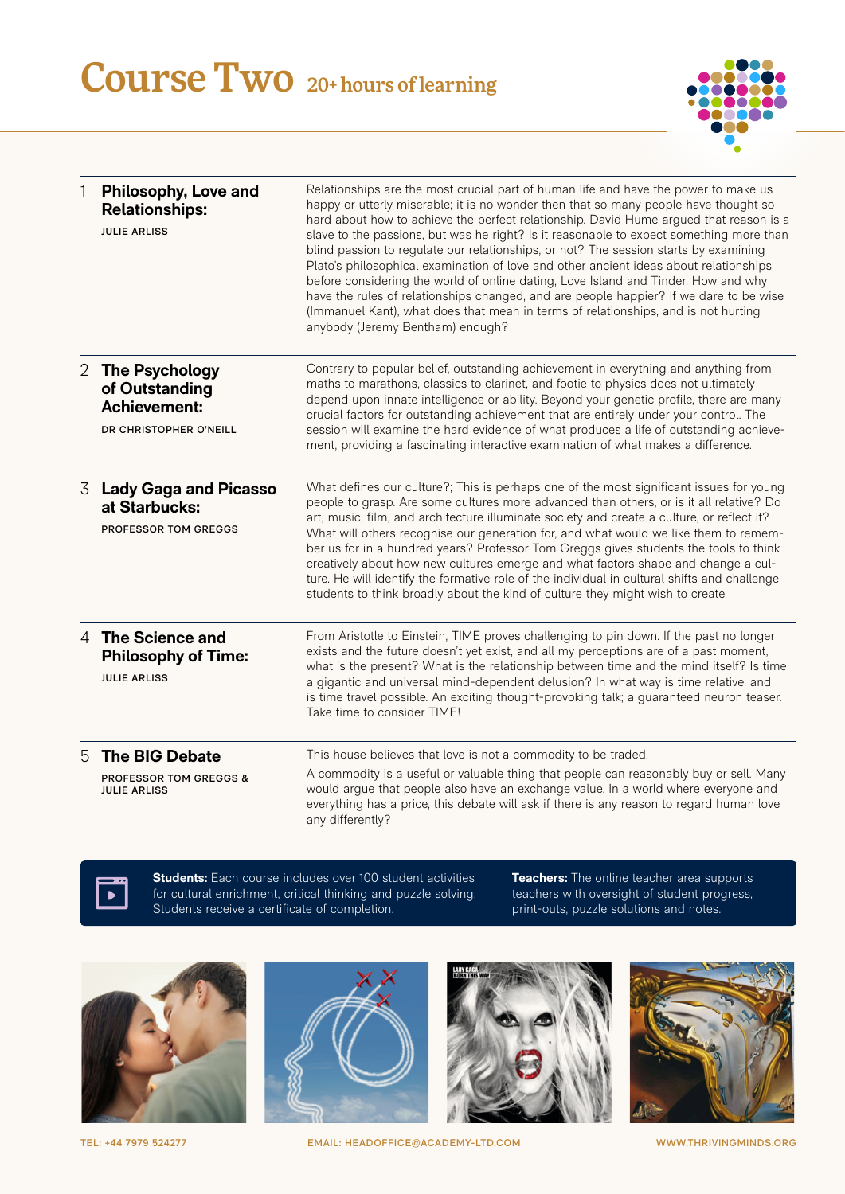# Course Two 20+ hours of learning

## 1 Philosophy, Love and Relationships:

JULIE ARLISS

Relationships are the most crucial part of human life and have the power to make us happy or utterly miserable; it is no wonder then that so many people have thought so hard about how to achieve the perfect relationship. David Hume argued that reason is a slave to the passions, but was he right? Is it reasonable to expect something more than blind passion to regulate our relationships, or not? The session starts by examining Plato's philosophical examination of love and other ancient ideas about relationships before considering the world of online dating, Love Island and Tinder. How and why have the rules of relationships changed, and are people happier? If we dare to be wise (Immanuel Kant), what does that mean in terms of relationships, and is not hurting anybody (Jeremy Bentham) enough?

## 2 The Psychology of Outstanding Achievement:

DR CHRISTOPHER O'NEILL

Contrary to popular belief, outstanding achievement in everything and anything from maths to marathons, classics to clarinet, and footie to physics does not ultimately depend upon innate intelligence or ability. Beyond your genetic profile, there are many crucial factors for outstanding achievement that are entirely under your control. The session will examine the hard evidence of what produces a life of outstanding achievement, providing a fascinating interactive examination of what makes a difference.

## 3 Lady Gaga and Picasso at Starbucks:

PROFESSOR TOM GREGGS

What defines our culture?; This is perhaps one of the most significant issues for young people to grasp. Are some cultures more advanced than others, or is it all relative? Do art, music, film, and architecture illuminate society and create a culture, or reflect it? What will others recognise our generation for, and what would we like them to remember us for in a hundred years? Professor Tom Greggs gives students the tools to think creatively about how new cultures emerge and what factors shape and change a culture. He will identify the formative role of the individual in cultural shifts and challenge students to think broadly about the kind of culture they might wish to create.

## 4 The Science and Philosophy of Time:

JULIE ARLISS

From Aristotle to Einstein, TIME proves challenging to pin down. If the past no longer exists and the future doesn't yet exist, and all my perceptions are of a past moment, what is the present? What is the relationship between time and the mind itself? Is time a gigantic and universal mind-dependent delusion? In what way is time relative, and is time travel possible. An exciting thought-provoking talk; a guaranteed neuron teaser. Take time to consider TIME!

## 5 The BIG Debate

PROFESSOR TOM GREGGS & JULIE ARLISS

This house believes that love is not a commodity to be traded.

A commodity is a useful or valuable thing that people can reasonably buy or sell. Many would argue that people also have an exchange value. In a world where everyone and everything has a price, this debate will ask if there is any reason to regard human love any differently?

**Students:** Each course includes over 100 student activities for cultural enrichment, critical thinking and puzzle solving. Students receive a certificate of completion.

**Teachers:** The online teacher area supports teachers with oversight of student progress, print-outs, puzzle solutions and notes.

TEL: +44 7979 524277 EMAIL: HEADOFFICE@ACADEMY-LTD.COM WWW.THRIVINGMINDS.ORG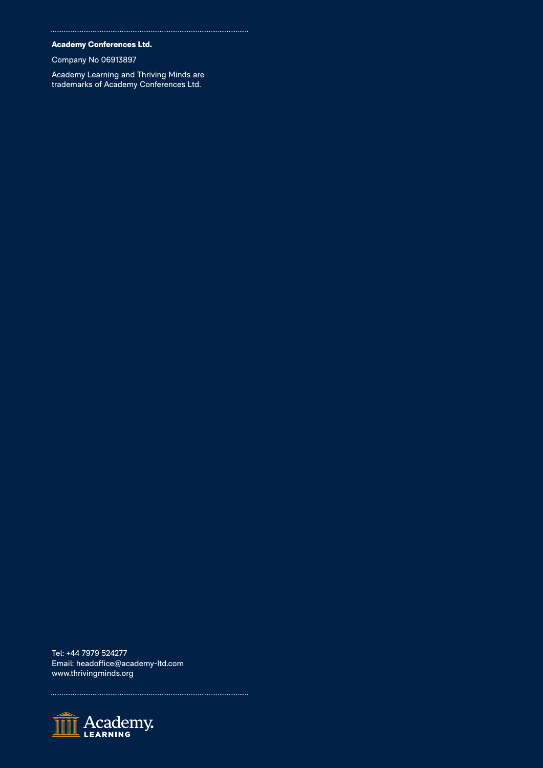**Academy Conferences Ltd.**

Company No 06913897

Academy Learning and Thriving Minds are trademarks of Academy Conferences Ltd.

Tel: +44 7979 524277
Email: headoffice@academy-ltd.com
www.thrivingminds.org

Academy.
LEARNING